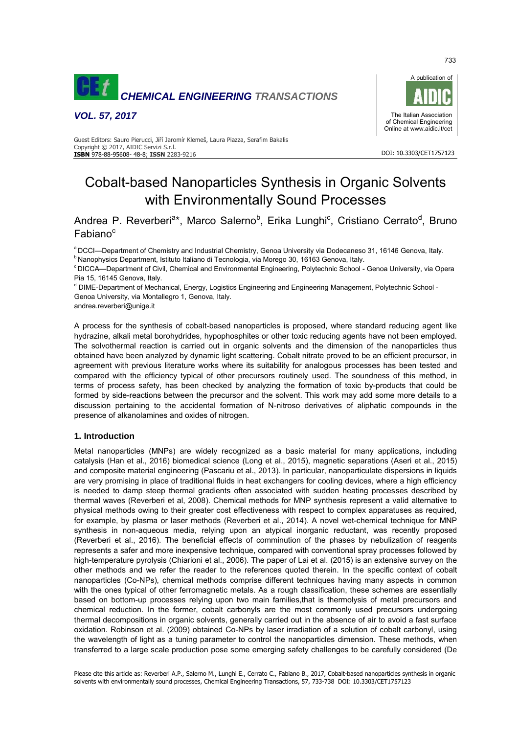# Cobalt-based Nanoparticles Synthesis in Organic Solvents with Environmentally Sound Processes

Andrea P. Reverberi[a]*, Marco Salerno[b], Erika Lunghi[c], Cristiano Cerrato[d], Bruno Fabiano[c]

[a] DCCI—Department of Chemistry and Industrial Chemistry, Genoa University via Dodecaneso 31, 16146 Genova, Italy.
[b] Nanophysics Department, Istituto Italiano di Tecnologia, via Morego 30, 16163 Genova, Italy.
[c] DICCA—Department of Civil, Chemical and Environmental Engineering, Polytechnic School - Genoa University, via Opera Pia 15, 16145 Genova, Italy.
[d] DIME-Department of Mechanical, Energy, Logistics Engineering and Engineering Management, Polytechnic School - Genoa University, via Montallegro 1, Genova, Italy.
andrea.reverberi@unige.it

A process for the synthesis of cobalt-based nanoparticles is proposed, where standard reducing agent like hydrazine, alkali metal borohydrides, hypophosphites or other toxic reducing agents have not been employed. The solvothermal reaction is carried out in organic solvents and the dimension of the nanoparticles thus obtained have been analyzed by dynamic light scattering. Cobalt nitrate proved to be an efficient precursor, in agreement with previous literature works where its suitability for analogous processes has been tested and compared with the efficiency typical of other precursors routinely used. The soundness of this method, in terms of process safety, has been checked by analyzing the formation of toxic by-products that could be formed by side-reactions between the precursor and the solvent. This work may add some more details to a discussion pertaining to the accidental formation of N-nitroso derivatives of aliphatic compounds in the presence of alkanolamines and oxides of nitrogen.

## 1. Introduction

Metal nanoparticles (MNPs) are widely recognized as a basic material for many applications, including catalysis (Han et al., 2016) biomedical science (Long et al., 2015), magnetic separations (Aseri et al., 2015) and composite material engineering (Pascariu et al., 2013). In particular, nanoparticulate dispersions in liquids are very promising in place of traditional fluids in heat exchangers for cooling devices, where a high efficiency is needed to damp steep thermal gradients often associated with sudden heating processes described by thermal waves (Reverberi et al, 2008). Chemical methods for MNP synthesis represent a valid alternative to physical methods owing to their greater cost effectiveness with respect to complex apparatuses as required, for example, by plasma or laser methods (Reverberi et al., 2014). A novel wet-chemical technique for MNP synthesis in non-aqueous media, relying upon an atypical inorganic reductant, was recently proposed (Reverberi et al., 2016). The beneficial effects of comminution of the phases by nebulization of reagents represents a safer and more inexpensive technique, compared with conventional spray processes followed by high-temperature pyrolysis (Chiarioni et al., 2006). The paper of Lai et al. (2015) is an extensive survey on the other methods and we refer the reader to the references quoted therein. In the specific context of cobalt nanoparticles (Co-NPs), chemical methods comprise different techniques having many aspects in common with the ones typical of other ferromagnetic metals. As a rough classification, these schemes are essentially based on bottom-up processes relying upon two main families,that is thermolysis of metal precursors and chemical reduction. In the former, cobalt carbonyls are the most commonly used precursors undergoing thermal decompositions in organic solvents, generally carried out in the absence of air to avoid a fast surface oxidation. Robinson et al. (2009) obtained Co-NPs by laser irradiation of a solution of cobalt carbonyl, using the wavelength of light as a tuning parameter to control the nanoparticles dimension. These methods, when transferred to a large scale production pose some emerging safety challenges to be carefully considered (De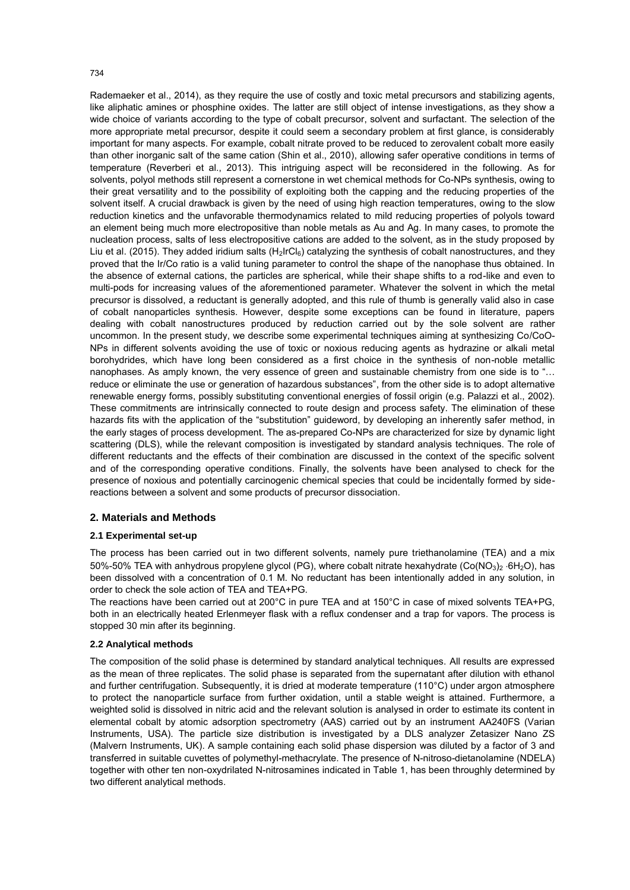Rademaeker et al., 2014), as they require the use of costly and toxic metal precursors and stabilizing agents, like aliphatic amines or phosphine oxides. The latter are still object of intense investigations, as they show a wide choice of variants according to the type of cobalt precursor, solvent and surfactant. The selection of the more appropriate metal precursor, despite it could seem a secondary problem at first glance, is considerably important for many aspects. For example, cobalt nitrate proved to be reduced to zerovalent cobalt more easily than other inorganic salt of the same cation (Shin et al., 2010), allowing safer operative conditions in terms of temperature (Reverberi et al., 2013). This intriguing aspect will be reconsidered in the following. As for solvents, polyol methods still represent a cornerstone in wet chemical methods for Co-NPs synthesis, owing to their great versatility and to the possibility of exploiting both the capping and the reducing properties of the solvent itself. A crucial drawback is given by the need of using high reaction temperatures, owing to the slow reduction kinetics and the unfavorable thermodynamics related to mild reducing properties of polyols toward an element being much more electropositive than noble metals as Au and Ag. In many cases, to promote the nucleation process, salts of less electropositive cations are added to the solvent, as in the study proposed by Liu et al. (2015). They added iridium salts ($H_2IrCl_6$) catalyzing the synthesis of cobalt nanostructures, and they proved that the Ir/Co ratio is a valid tuning parameter to control the shape of the nanophase thus obtained. In the absence of external cations, the particles are spherical, while their shape shifts to a rod-like and even to multi-pods for increasing values of the aforementioned parameter. Whatever the solvent in which the metal precursor is dissolved, a reductant is generally adopted, and this rule of thumb is generally valid also in case of cobalt nanoparticles synthesis. However, despite some exceptions can be found in literature, papers dealing with cobalt nanostructures produced by reduction carried out by the sole solvent are rather uncommon. In the present study, we describe some experimental techniques aiming at synthesizing Co/CoO-NPs in different solvents avoiding the use of toxic or noxious reducing agents as hydrazine or alkali metal borohydrides, which have long been considered as a first choice in the synthesis of non-noble metallic nanophases. As amply known, the very essence of green and sustainable chemistry from one side is to "… reduce or eliminate the use or generation of hazardous substances", from the other side is to adopt alternative renewable energy forms, possibly substituting conventional energies of fossil origin (e.g. Palazzi et al., 2002). These commitments are intrinsically connected to route design and process safety. The elimination of these hazards fits with the application of the "substitution" guideword, by developing an inherently safer method, in the early stages of process development. The as-prepared Co-NPs are characterized for size by dynamic light scattering (DLS), while the relevant composition is investigated by standard analysis techniques. The role of different reductants and the effects of their combination are discussed in the context of the specific solvent and of the corresponding operative conditions. Finally, the solvents have been analysed to check for the presence of noxious and potentially carcinogenic chemical species that could be incidentally formed by side-reactions between a solvent and some products of precursor dissociation.

## 2. Materials and Methods

### 2.1 Experimental set-up

The process has been carried out in two different solvents, namely pure triethanolamine (TEA) and a mix 50%-50% TEA with anhydrous propylene glycol (PG), where cobalt nitrate hexahydrate ($Co(NO_3)_2 \cdot 6H_2O$), has been dissolved with a concentration of 0.1 M. No reductant has been intentionally added in any solution, in order to check the sole action of TEA and TEA+PG.

The reactions have been carried out at 200°C in pure TEA and at 150°C in case of mixed solvents TEA+PG, both in an electrically heated Erlenmeyer flask with a reflux condenser and a trap for vapors. The process is stopped 30 min after its beginning.

### 2.2 Analytical methods

The composition of the solid phase is determined by standard analytical techniques. All results are expressed as the mean of three replicates. The solid phase is separated from the supernatant after dilution with ethanol and further centrifugation. Subsequently, it is dried at moderate temperature (110°C) under argon atmosphere to protect the nanoparticle surface from further oxidation, until a stable weight is attained. Furthermore, a weighted solid is dissolved in nitric acid and the relevant solution is analysed in order to estimate its content in elemental cobalt by atomic adsorption spectrometry (AAS) carried out by an instrument AA240FS (Varian Instruments, USA). The particle size distribution is investigated by a DLS analyzer Zetasizer Nano ZS (Malvern Instruments, UK). A sample containing each solid phase dispersion was diluted by a factor of 3 and transferred in suitable cuvettes of polymethyl-methacrylate. The presence of N-nitroso-dietanolamine (NDELA) together with other ten non-oxydrilated N-nitrosamines indicated in Table 1, has been throughly determined by two different analytical methods.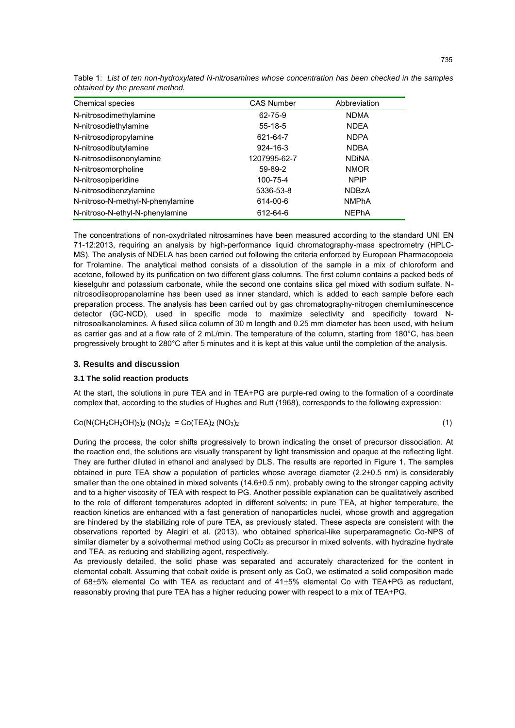Table 1: *List of ten non-hydroxylated N-nitrosamines whose concentration has been checked in the samples obtained by the present method.*

| Chemical species | CAS Number | Abbreviation |
|---|---|---|
| N-nitrosodimethylamine | 62-75-9 | NDMA |
| N-nitrosodiethylamine | 55-18-5 | NDEA |
| N-nitrosodipropylamine | 621-64-7 | NDPA |
| N-nitrosodibutylamine | 924-16-3 | NDBA |
| N-nitrosodiisononylamine | 1207995-62-7 | NDiNA |
| N-nitrosomorpholine | 59-89-2 | NMOR |
| N-nitrosopiperidine | 100-75-4 | NPIP |
| N-nitrosodibenzylamine | 5336-53-8 | NDBzA |
| N-nitroso-N-methyl-N-phenylamine | 614-00-6 | NMPhA |
| N-nitroso-N-ethyl-N-phenylamine | 612-64-6 | NEPhA |

The concentrations of non-oxydrilated nitrosamines have been measured according to the standard UNI EN 71-12:2013, requiring an analysis by high-performance liquid chromatography-mass spectrometry (HPLC-MS). The analysis of NDELA has been carried out following the criteria enforced by European Pharmacopoeia for Trolamine. The analytical method consists of a dissolution of the sample in a mix of chloroform and acetone, followed by its purification on two different glass columns. The first column contains a packed beds of kieselguhr and potassium carbonate, while the second one contains silica gel mixed with sodium sulfate. N-nitrosodiisopropanolamine has been used as inner standard, which is added to each sample before each preparation process. The analysis has been carried out by gas chromatography-nitrogen chemiluminescence detector (GC-NCD), used in specific mode to maximize selectivity and specificity toward N-nitrosoalkanolamines. A fused silica column of 30 m length and 0.25 mm diameter has been used, with helium as carrier gas and at a flow rate of 2 mL/min. The temperature of the column, starting from 180°C, has been progressively brought to 280°C after 5 minutes and it is kept at this value until the completion of the analysis.

## 3. Results and discussion

### 3.1 The solid reaction products

At the start, the solutions in pure TEA and in TEA+PG are purple-red owing to the formation of a coordinate complex that, according to the studies of Hughes and Rutt (1968), corresponds to the following expression:

$$Co(N(CH_2CH_2OH)_3)_2\,(NO_3)_2 = Co(TEA)_2\,(NO_3)_2 \tag{1}$$

During the process, the color shifts progressively to brown indicating the onset of precursor dissociation. At the reaction end, the solutions are visually transparent by light transmission and opaque at the reflecting light. They are further diluted in ethanol and analysed by DLS. The results are reported in Figure 1. The samples obtained in pure TEA show a population of particles whose average diameter (2.2±0.5 nm) is considerably smaller than the one obtained in mixed solvents (14.6±0.5 nm), probably owing to the stronger capping activity and to a higher viscosity of TEA with respect to PG. Another possible explanation can be qualitatively ascribed to the role of different temperatures adopted in different solvents: in pure TEA, at higher temperature, the reaction kinetics are enhanced with a fast generation of nanoparticles nuclei, whose growth and aggregation are hindered by the stabilizing role of pure TEA, as previously stated. These aspects are consistent with the observations reported by Alagiri et al. (2013), who obtained spherical-like superparamagnetic Co-NPS of similar diameter by a solvothermal method using $CoCl_2$ as precursor in mixed solvents, with hydrazine hydrate and TEA, as reducing and stabilizing agent, respectively.

As previously detailed, the solid phase was separated and accurately characterized for the content in elemental cobalt. Assuming that cobalt oxide is present only as CoO, we estimated a solid composition made of 68±5% elemental Co with TEA as reductant and of 41±5% elemental Co with TEA+PG as reductant, reasonably proving that pure TEA has a higher reducing power with respect to a mix of TEA+PG.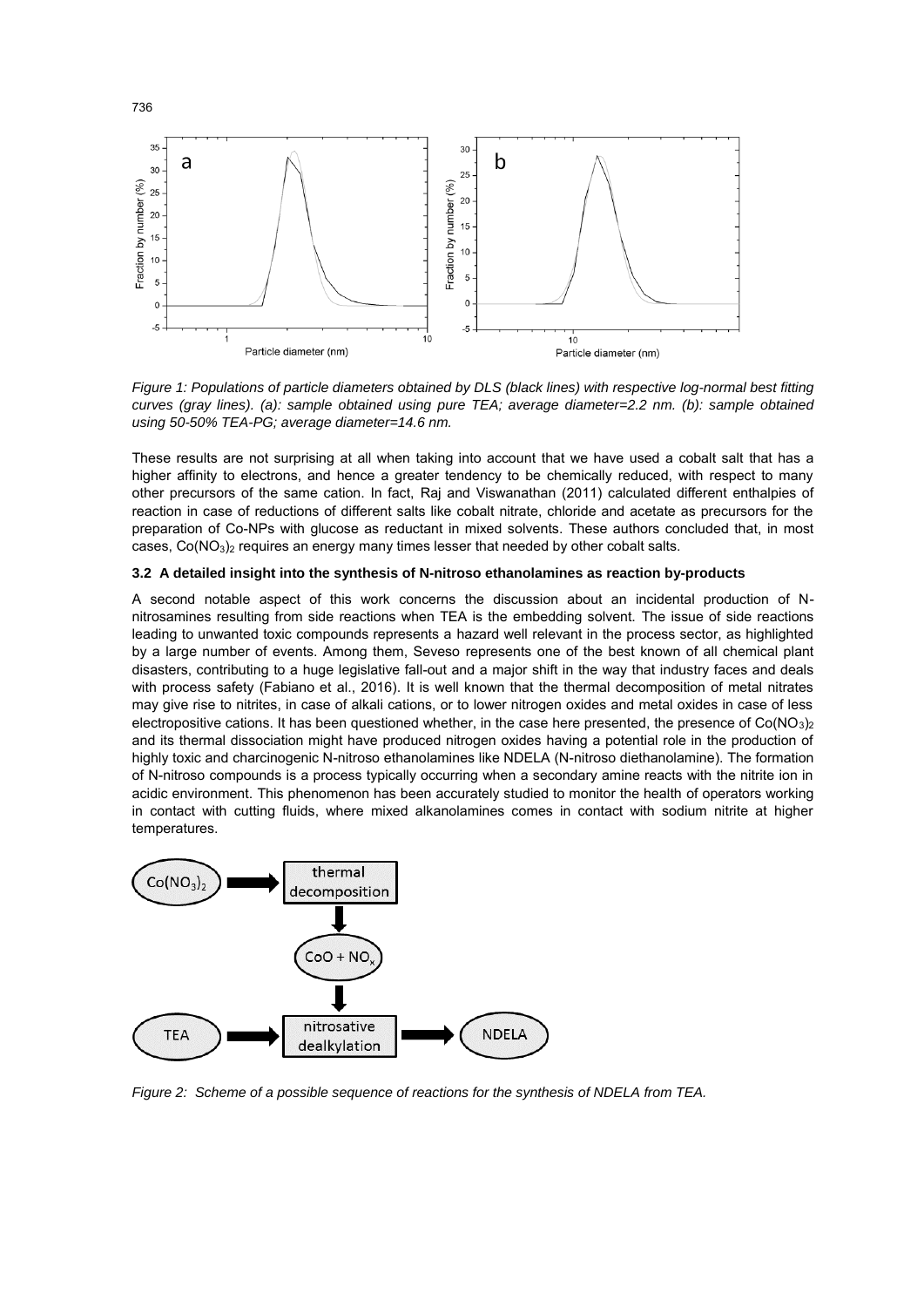Figure 1: Populations of particle diameters obtained by DLS (black lines) with respective log-normal best fitting curves (gray lines). (a): sample obtained using pure TEA; average diameter=2.2 nm. (b): sample obtained using 50-50% TEA-PG; average diameter=14.6 nm.

These results are not surprising at all when taking into account that we have used a cobalt salt that has a higher affinity to electrons, and hence a greater tendency to be chemically reduced, with respect to many other precursors of the same cation. In fact, Raj and Viswanathan (2011) calculated different enthalpies of reaction in case of reductions of different salts like cobalt nitrate, chloride and acetate as precursors for the preparation of Co-NPs with glucose as reductant in mixed solvents. These authors concluded that, in most cases, $Co(NO_3)_2$ requires an energy many times lesser that needed by other cobalt salts.

### 3.2 A detailed insight into the synthesis of N-nitroso ethanolamines as reaction by-products

A second notable aspect of this work concerns the discussion about an incidental production of N-nitrosamines resulting from side reactions when TEA is the embedding solvent. The issue of side reactions leading to unwanted toxic compounds represents a hazard well relevant in the process sector, as highlighted by a large number of events. Among them, Seveso represents one of the best known of all chemical plant disasters, contributing to a huge legislative fall-out and a major shift in the way that industry faces and deals with process safety (Fabiano et al., 2016). It is well known that the thermal decomposition of metal nitrates may give rise to nitrites, in case of alkali cations, or to lower nitrogen oxides and metal oxides in case of less electropositive cations. It has been questioned whether, in the case here presented, the presence of $Co(NO_3)_2$ and its thermal dissociation might have produced nitrogen oxides having a potential role in the production of highly toxic and charcinogenic N-nitroso ethanolamines like NDELA (N-nitroso diethanolamine). The formation of N-nitroso compounds is a process typically occurring when a secondary amine reacts with the nitrite ion in acidic environment. This phenomenon has been accurately studied to monitor the health of operators working in contact with cutting fluids, where mixed alkanolamines comes in contact with sodium nitrite at higher temperatures.

Figure 2: Scheme of a possible sequence of reactions for the synthesis of NDELA from TEA.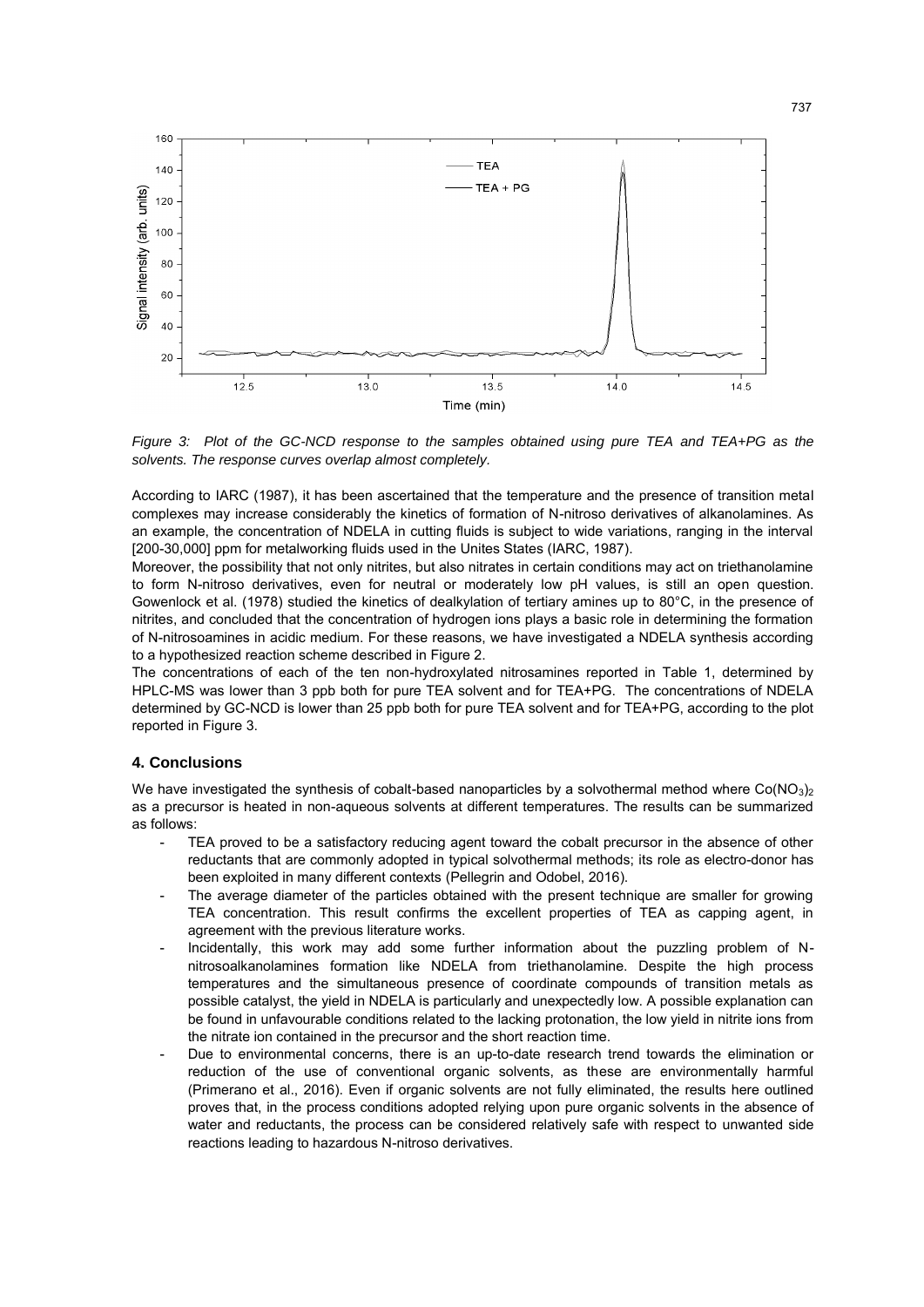*Figure 3: Plot of the GC-NCD response to the samples obtained using pure TEA and TEA+PG as the solvents. The response curves overlap almost completely.*

According to IARC (1987), it has been ascertained that the temperature and the presence of transition metal complexes may increase considerably the kinetics of formation of N-nitroso derivatives of alkanolamines. As an example, the concentration of NDELA in cutting fluids is subject to wide variations, ranging in the interval [200-30,000] ppm for metalworking fluids used in the Unites States (IARC, 1987).

Moreover, the possibility that not only nitrites, but also nitrates in certain conditions may act on triethanolamine to form N-nitroso derivatives, even for neutral or moderately low pH values, is still an open question. Gowenlock et al. (1978) studied the kinetics of dealkylation of tertiary amines up to 80°C, in the presence of nitrites, and concluded that the concentration of hydrogen ions plays a basic role in determining the formation of N-nitrosoamines in acidic medium. For these reasons, we have investigated a NDELA synthesis according to a hypothesized reaction scheme described in Figure 2.

The concentrations of each of the ten non-hydroxylated nitrosamines reported in Table 1, determined by HPLC-MS was lower than 3 ppb both for pure TEA solvent and for TEA+PG. The concentrations of NDELA determined by GC-NCD is lower than 25 ppb both for pure TEA solvent and for TEA+PG, according to the plot reported in Figure 3.

## 4. Conclusions

We have investigated the synthesis of cobalt-based nanoparticles by a solvothermal method where $Co(NO_3)_2$ as a precursor is heated in non-aqueous solvents at different temperatures. The results can be summarized as follows:

- TEA proved to be a satisfactory reducing agent toward the cobalt precursor in the absence of other reductants that are commonly adopted in typical solvothermal methods; its role as electro-donor has been exploited in many different contexts (Pellegrin and Odobel, 2016).
- The average diameter of the particles obtained with the present technique are smaller for growing TEA concentration. This result confirms the excellent properties of TEA as capping agent, in agreement with the previous literature works.
- Incidentally, this work may add some further information about the puzzling problem of N-nitrosoalkanolamines formation like NDELA from triethanolamine. Despite the high process temperatures and the simultaneous presence of coordinate compounds of transition metals as possible catalyst, the yield in NDELA is particularly and unexpectedly low. A possible explanation can be found in unfavourable conditions related to the lacking protonation, the low yield in nitrite ions from the nitrate ion contained in the precursor and the short reaction time.
- Due to environmental concerns, there is an up-to-date research trend towards the elimination or reduction of the use of conventional organic solvents, as these are environmentally harmful (Primerano et al., 2016). Even if organic solvents are not fully eliminated, the results here outlined proves that, in the process conditions adopted relying upon pure organic solvents in the absence of water and reductants, the process can be considered relatively safe with respect to unwanted side reactions leading to hazardous N-nitroso derivatives.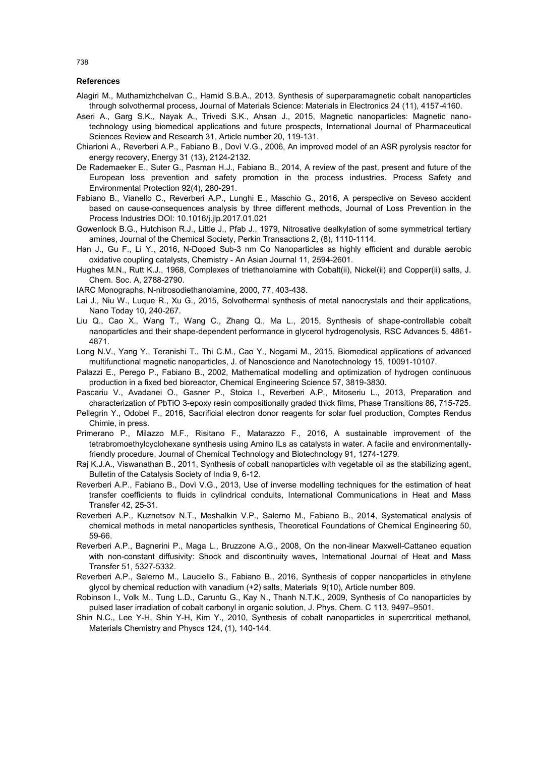## References

Alagiri M., Muthamizhchelvan C., Hamid S.B.A., 2013, Synthesis of superparamagnetic cobalt nanoparticles through solvothermal process, Journal of Materials Science: Materials in Electronics 24 (11), 4157-4160.

Aseri A., Garg S.K., Nayak A., Trivedi S.K., Ahsan J., 2015, Magnetic nanoparticles: Magnetic nanotechnology using biomedical applications and future prospects, International Journal of Pharmaceutical Sciences Review and Research 31, Article number 20, 119-131.

Chiarioni A., Reverberi A.P., Fabiano B., Dovì V.G., 2006, An improved model of an ASR pyrolysis reactor for energy recovery, Energy 31 (13), 2124-2132.

De Rademaeker E., Suter G., Pasman H.J., Fabiano B., 2014, A review of the past, present and future of the European loss prevention and safety promotion in the process industries. Process Safety and Environmental Protection 92(4), 280-291.

Fabiano B., Vianello C., Reverberi A.P., Lunghi E., Maschio G., 2016, A perspective on Seveso accident based on cause-consequences analysis by three different methods, Journal of Loss Prevention in the Process Industries DOI: 10.1016/j.jlp.2017.01.021

Gowenlock B.G., Hutchison R.J., Little J., Pfab J., 1979, Nitrosative dealkylation of some symmetrical tertiary amines, Journal of the Chemical Society, Perkin Transactions 2, (8), 1110-1114.

Han J., Gu F., Li Y., 2016, N-Doped Sub-3 nm Co Nanoparticles as highly efficient and durable aerobic oxidative coupling catalysts, Chemistry - An Asian Journal 11, 2594-2601.

Hughes M.N., Rutt K.J., 1968, Complexes of triethanolamine with Cobalt(ii), Nickel(ii) and Copper(ii) salts, J. Chem. Soc. A, 2788-2790.

IARC Monographs, N-nitrosodiethanolamine, 2000, 77, 403-438.

Lai J., Niu W., Luque R., Xu G., 2015, Solvothermal synthesis of metal nanocrystals and their applications, Nano Today 10, 240-267.

Liu Q., Cao X., Wang T., Wang C., Zhang Q., Ma L., 2015, Synthesis of shape-controllable cobalt nanoparticles and their shape-dependent performance in glycerol hydrogenolysis, RSC Advances 5, 4861-4871.

Long N.V., Yang Y., Teranishi T., Thi C.M., Cao Y., Nogami M., 2015, Biomedical applications of advanced multifunctional magnetic nanoparticles, J. of Nanoscience and Nanotechnology 15, 10091-10107.

Palazzi E., Perego P., Fabiano B., 2002, Mathematical modelling and optimization of hydrogen continuous production in a fixed bed bioreactor, Chemical Engineering Science 57, 3819-3830.

Pascariu V., Avadanei O., Gasner P., Stoica I., Reverberi A.P., Mitoseriu L., 2013, Preparation and characterization of PbTiO 3-epoxy resin compositionally graded thick films, Phase Transitions 86, 715-725.

Pellegrin Y., Odobel F., 2016, Sacrificial electron donor reagents for solar fuel production, Comptes Rendus Chimie, in press.

Primerano P., Milazzo M.F., Risitano F., Matarazzo F., 2016, A sustainable improvement of the tetrabromoethylcyclohexane synthesis using Amino ILs as catalysts in water. A facile and environmentally-friendly procedure, Journal of Chemical Technology and Biotechnology 91, 1274-1279.

Raj K.J.A., Viswanathan B., 2011, Synthesis of cobalt nanoparticles with vegetable oil as the stabilizing agent, Bulletin of the Catalysis Society of India 9, 6-12.

Reverberi A.P., Fabiano B., Dovì V.G., 2013, Use of inverse modelling techniques for the estimation of heat transfer coefficients to fluids in cylindrical conduits, International Communications in Heat and Mass Transfer 42, 25-31.

Reverberi A.P., Kuznetsov N.T., Meshalkin V.P., Salerno M., Fabiano B., 2014, Systematical analysis of chemical methods in metal nanoparticles synthesis, Theoretical Foundations of Chemical Engineering 50, 59-66.

Reverberi A.P., Bagnerini P., Maga L., Bruzzone A.G., 2008, On the non-linear Maxwell-Cattaneo equation with non-constant diffusivity: Shock and discontinuity waves, International Journal of Heat and Mass Transfer 51, 5327-5332.

Reverberi A.P., Salerno M., Lauciello S., Fabiano B., 2016, Synthesis of copper nanoparticles in ethylene glycol by chemical reduction with vanadium (+2) salts, Materials 9(10), Article number 809.

Robinson I., Volk M., Tung L.D., Caruntu G., Kay N., Thanh N.T.K., 2009, Synthesis of Co nanoparticles by pulsed laser irradiation of cobalt carbonyl in organic solution, J. Phys. Chem. C 113, 9497–9501.

Shin N.C., Lee Y-H, Shin Y-H, Kim Y., 2010, Synthesis of cobalt nanoparticles in supercritical methanol, Materials Chemistry and Physcs 124, (1), 140-144.